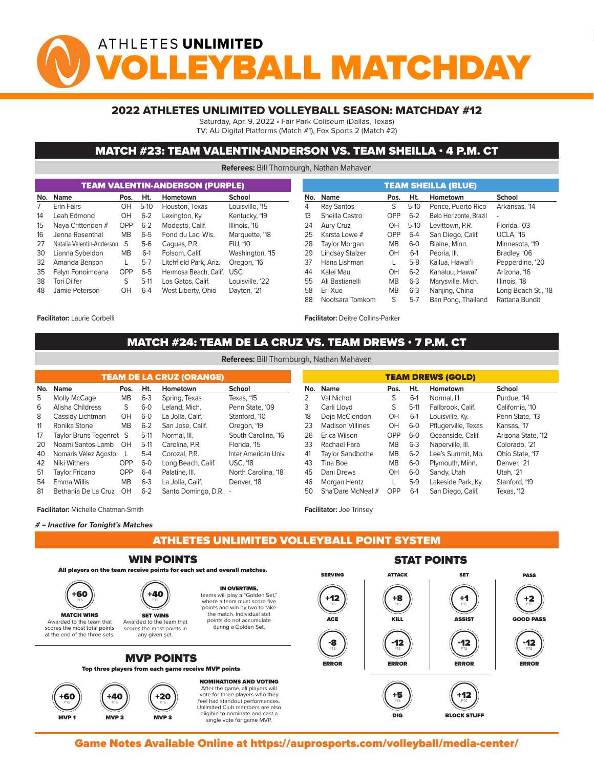# ATHLETES UNLIMITED VOLLEYBALL MATCHDAY

## 2022 ATHLETES UNLIMITED VOLLEYBALL SEASON: MATCHDAY #12

Saturday, Apr. 9, 2022 • Fair Park Coliseum (Dallas, Texas)
TV: AU Digital Platforms (Match #1), Fox Sports 2 (Match #2)

## MATCH #23: TEAM VALENTIN-ANDERSON VS. TEAM SHEILLA • 4 P.M. CT

**Referees:** Bill Thornburgh, Nathan Mahaven

### TEAM VALENTIN-ANDERSON (PURPLE)

| No. | Name | Pos. | Ht. | Hometown | School |
|---|---|---|---|---|---|
| 7 | Erin Fairs | OH | 5-10 | Houston, Texas | Louisville, '15 |
| 14 | Leah Edmond | OH | 6-2 | Lexington, Ky. | Kentucky, '19 |
| 15 | Naya Crittenden # | OPP | 6-2 | Modesto, Calif. | Illinois, '16 |
| 16 | Jenna Rosenthal | MB | 6-5 | Fond du Lac, Wis. | Marquette, '18 |
| 27 | Natalia Valentin-Anderson | S | 5-6 | Caguas, P.R. | FIU, '10 |
| 30 | Lianna Sybeldon | MB | 6-1 | Folsom, Calif. | Washington, '15 |
| 32 | Amanda Benson | L | 5-7 | Litchfield Park, Ariz. | Oregon, '16 |
| 35 | Falyn Fonoimoana | OPP | 6-5 | Hermosa Beach, Calif. | USC |
| 38 | Tori Dilfer | S | 5-11 | Los Gatos, Calif. | Louisville, '22 |
| 48 | Jamie Peterson | OH | 6-4 | West Liberty, Ohio | Dayton, '21 |

**Facilitator:** Laurie Corbelli

### TEAM SHEILLA (BLUE)

| No. | Name | Pos. | Ht. | Hometown | School |
|---|---|---|---|---|---|
| 4 | Ray Santos | S | 5-10 | Ponce, Puerto Rico | Arkansas, '14 |
| 13 | Sheilla Castro | OPP | 6-2 | Belo Horizonte, Brazil | - |
| 24 | Aury Cruz | OH | 5-10 | Levittown, P.R. | Florida, '03 |
| 25 | Karsta Lowe # | OPP | 6-4 | San Diego, Calif. | UCLA, '15 |
| 28 | Taylor Morgan | MB | 6-0 | Blaine, Minn. | Minnesota, '19 |
| 29 | Lindsay Stalzer | OH | 6-1 | Peoria, Ill. | Bradley, '06 |
| 37 | Hana Lishman | L | 5-8 | Kailua, Hawai'i | Pepperdine, '20 |
| 44 | Kalei Mau | OH | 6-2 | Kahaluu, Hawai'i | Arizona, '16 |
| 55 | Ali Bastianelli | MB | 6-3 | Marysville, Mich. | Illinois, '18 |
| 58 | Eri Xue | MB | 6-3 | Nanjing, China | Long Beach St., '18 |
| 88 | Nootsara Tomkom | S | 5-7 | Ban Pong, Thailand | Rattana Bundit |

**Facilitator:** Deitre Collins-Parker

## MATCH #24: TEAM DE LA CRUZ VS. TEAM DREWS • 7 P.M. CT

**Referees:** Bill Thornburgh, Nathan Mahaven

### TEAM DE LA CRUZ (ORANGE)

| No. | Name | Pos. | Ht. | Hometown | School |
|---|---|---|---|---|---|
| 5 | Molly McCage | MB | 6-3 | Spring, Texas | Texas, '15 |
| 6 | Alisha Childress | S | 6-0 | Leland, Mich. | Penn State, '09 |
| 8 | Cassidy Lichtman | OH | 6-0 | La Jolla, Calif. | Stanford, '10 |
| 11 | Ronika Stone | MB | 6-2 | San Jose, Calif. | Oregon, '19 |
| 17 | Taylor Bruns Tegenrot | S | 5-11 | Normal, Ill. | South Carolina, '16 |
| 20 | Noami Santos-Lamb | OH | 5-11 | Carolina, P.R. | Florida, '15 |
| 40 | Nomaris Vélez Agosto | L | 5-4 | Corozal, P.R. | Inter American Univ. |
| 42 | Niki Withers | OPP | 6-0 | Long Beach, Calif. | USC, '18 |
| 51 | Taylor Fricano | OPP | 6-4 | Palatine, Ill. | North Carolina, '18 |
| 54 | Emma Willis | MB | 6-3 | La Jolla, Calif. | Denver, '18 |
| 81 | Bethania De La Cruz | OH | 6-2 | Santo Domingo, D.R. | - |

**Facilitator:** Michelle Chatman-Smith

### TEAM DREWS (GOLD)

| No. | Name | Pos. | Ht. | Hometown | School |
|---|---|---|---|---|---|
| 2 | Val Nichol | S | 6-1 | Normal, Ill. | Purdue, '14 |
| 3 | Carli Lloyd | S | 5-11 | Fallbrook, Calif. | California, '10 |
| 18 | Deja McClendon | OH | 6-1 | Louisville, Ky. | Penn State, '13 |
| 23 | Madison Villines | OH | 6-0 | Pflugerville, Texas | Kansas, '17 |
| 26 | Erica Wilson | OPP | 6-0 | Oceanside, Calif. | Arizona State, '12 |
| 33 | Rachael Fara | MB | 6-3 | Naperville, Ill. | Colorado, '21 |
| 41 | Taylor Sandbothe | MB | 6-2 | Lee's Summit, Mo. | Ohio State, '17 |
| 43 | Tina Boe | MB | 6-0 | Plymouth, Minn. | Denver, '21 |
| 45 | Dani Drews | OH | 6-0 | Sandy, Utah | Utah, '21 |
| 46 | Morgan Hentz | L | 5-9 | Lakeside Park, Ky. | Stanford, '19 |
| 50 | Sha'Dare McNeal # | OPP | 6-1 | San Diego, Calif. | Texas, '12 |

**Facilitator:** Joe Trinsey

***# = Inactive for Tonight's Matches***

## ATHLETES UNLIMITED VOLLEYBALL POINT SYSTEM

### WIN POINTS

**All players on the team receive points for each set and overall matches.**

- **+60 PTS – MATCH WINS:** Awarded to the team that scores the most total points at the end of the three sets.
- **+40 PTS – SET WINS:** Awarded to the team that scores the most points in any given set.

**IN OVERTIME,** teams will play a "Golden Set," where a team must score five points and win by two to take the match. Individual stat points do not accumulate during a Golden Set.

### MVP POINTS

**Top three players from each game receive MVP points**

- **+60 PTS – MVP 1**
- **+40 PTS – MVP 2**
- **+20 PTS – MVP 3**

**NOMINATIONS AND VOTING**
After the game, all players will vote for three players who they feel had standout performances. Unlimited Club members are also eligible to nominate and cast a single vote for game MVP.

### STAT POINTS

| Serving | Attack | Set | Pass |
|---|---|---|---|
| +12 PTS Ace | +8 PTS Kill | +1 PTS Assist | +2 PTS Good Pass |
| -8 PTS Error | -12 PTS Error | -12 PTS Error | -12 PTS Error |
| | +5 PTS Dig | +12 PTS Block Stuff | |

**Game Notes Available Online at https://auprosports.com/volleyball/media-center/**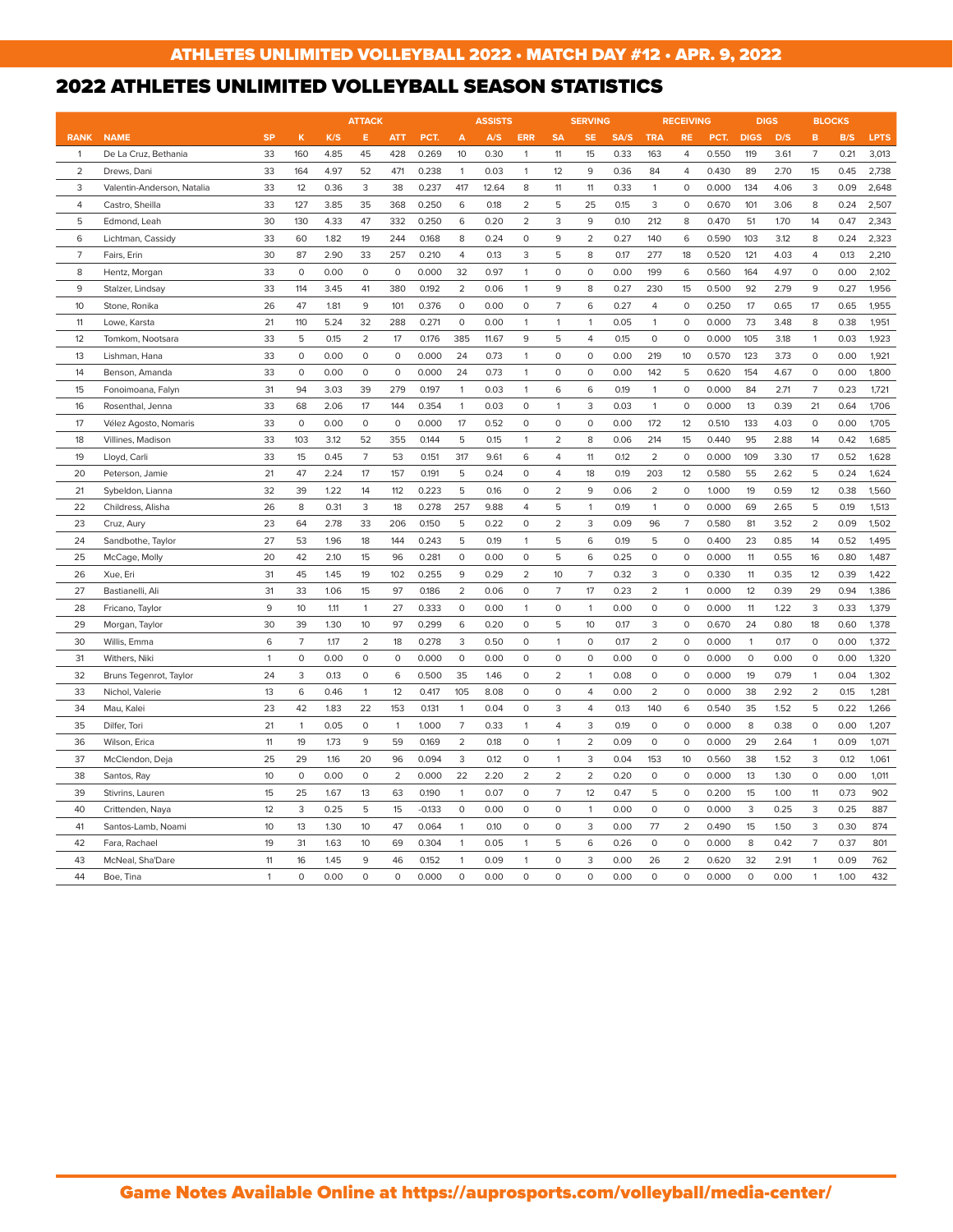# ATHLETES UNLIMITED VOLLEYBALL 2022 • MATCH DAY #12 • APR. 9, 2022

## 2022 ATHLETES UNLIMITED VOLLEYBALL SEASON STATISTICS

| | | | ATTACK | | | | | ASSISTS | | | SERVING | | | RECEIVING | | | DIGS | | BLOCKS | | |
|---|---|---|---|---|---|---|---|---|---|---|---|---|---|---|---|---|---|---|---|---|---|
| RANK | NAME | SP | K | K/S | E | ATT | PCT. | A | A/S | ERR | SA | SE | SA/S | TRA | RE | PCT. | DIGS | D/S | B | B/S | LPTS |
| 1 | De La Cruz, Bethania | 33 | 160 | 4.85 | 45 | 428 | 0.269 | 10 | 0.30 | 1 | 11 | 15 | 0.33 | 163 | 4 | 0.550 | 119 | 3.61 | 7 | 0.21 | 3,013 |
| 2 | Drews, Dani | 33 | 164 | 4.97 | 52 | 471 | 0.238 | 1 | 0.03 | 1 | 12 | 9 | 0.36 | 84 | 4 | 0.430 | 89 | 2.70 | 15 | 0.45 | 2,738 |
| 3 | Valentin-Anderson, Natalia | 33 | 12 | 0.36 | 3 | 38 | 0.237 | 417 | 12.64 | 8 | 11 | 11 | 0.33 | 1 | 0 | 0.000 | 134 | 4.06 | 3 | 0.09 | 2,648 |
| 4 | Castro, Sheilla | 33 | 127 | 3.85 | 35 | 368 | 0.250 | 6 | 0.18 | 2 | 5 | 25 | 0.15 | 3 | 0 | 0.670 | 101 | 3.06 | 8 | 0.24 | 2,507 |
| 5 | Edmond, Leah | 30 | 130 | 4.33 | 47 | 332 | 0.250 | 6 | 0.20 | 2 | 3 | 9 | 0.10 | 212 | 8 | 0.470 | 51 | 1.70 | 14 | 0.47 | 2,343 |
| 6 | Lichtman, Cassidy | 33 | 60 | 1.82 | 19 | 244 | 0.168 | 8 | 0.24 | 0 | 9 | 2 | 0.27 | 140 | 6 | 0.590 | 103 | 3.12 | 8 | 0.24 | 2,323 |
| 7 | Fairs, Erin | 30 | 87 | 2.90 | 33 | 257 | 0.210 | 4 | 0.13 | 3 | 5 | 8 | 0.17 | 277 | 18 | 0.520 | 121 | 4.03 | 4 | 0.13 | 2,210 |
| 8 | Hentz, Morgan | 33 | 0 | 0.00 | 0 | 0 | 0.000 | 32 | 0.97 | 1 | 0 | 0 | 0.00 | 199 | 6 | 0.560 | 164 | 4.97 | 0 | 0.00 | 2,102 |
| 9 | Stalzer, Lindsay | 33 | 114 | 3.45 | 41 | 380 | 0.192 | 2 | 0.06 | 1 | 9 | 8 | 0.27 | 230 | 15 | 0.500 | 92 | 2.79 | 9 | 0.27 | 1,956 |
| 10 | Stone, Ronika | 26 | 47 | 1.81 | 9 | 101 | 0.376 | 0 | 0.00 | 0 | 7 | 6 | 0.27 | 4 | 0 | 0.250 | 17 | 0.65 | 17 | 0.65 | 1,955 |
| 11 | Lowe, Karsta | 21 | 110 | 5.24 | 32 | 288 | 0.271 | 0 | 0.00 | 1 | 1 | 1 | 0.05 | 1 | 0 | 0.000 | 73 | 3.48 | 8 | 0.38 | 1,951 |
| 12 | Tomkom, Nootsara | 33 | 5 | 0.15 | 2 | 17 | 0.176 | 385 | 11.67 | 9 | 5 | 4 | 0.15 | 0 | 0 | 0.000 | 105 | 3.18 | 1 | 0.03 | 1,923 |
| 13 | Lishman, Hana | 33 | 0 | 0.00 | 0 | 0 | 0.000 | 24 | 0.73 | 1 | 0 | 0 | 0.00 | 219 | 10 | 0.570 | 123 | 3.73 | 0 | 0.00 | 1,921 |
| 14 | Benson, Amanda | 33 | 0 | 0.00 | 0 | 0 | 0.000 | 24 | 0.73 | 1 | 0 | 0 | 0.00 | 142 | 5 | 0.620 | 154 | 4.67 | 0 | 0.00 | 1,800 |
| 15 | Fonoimoana, Falyn | 31 | 94 | 3.03 | 39 | 279 | 0.197 | 1 | 0.03 | 1 | 6 | 6 | 0.19 | 1 | 0 | 0.000 | 84 | 2.71 | 7 | 0.23 | 1,721 |
| 16 | Rosenthal, Jenna | 33 | 68 | 2.06 | 17 | 144 | 0.354 | 1 | 0.03 | 0 | 1 | 3 | 0.03 | 1 | 0 | 0.000 | 13 | 0.39 | 21 | 0.64 | 1,706 |
| 17 | Vélez Agosto, Nomaris | 33 | 0 | 0.00 | 0 | 0 | 0.000 | 17 | 0.52 | 0 | 0 | 0 | 0.00 | 172 | 12 | 0.510 | 133 | 4.03 | 0 | 0.00 | 1,705 |
| 18 | Villines, Madison | 33 | 103 | 3.12 | 52 | 355 | 0.144 | 5 | 0.15 | 1 | 2 | 8 | 0.06 | 214 | 15 | 0.440 | 95 | 2.88 | 14 | 0.42 | 1,685 |
| 19 | Lloyd, Carli | 33 | 15 | 0.45 | 7 | 53 | 0.151 | 317 | 9.61 | 6 | 4 | 11 | 0.12 | 2 | 0 | 0.000 | 109 | 3.30 | 17 | 0.52 | 1,628 |
| 20 | Peterson, Jamie | 21 | 47 | 2.24 | 17 | 157 | 0.191 | 5 | 0.24 | 0 | 4 | 18 | 0.19 | 203 | 12 | 0.580 | 55 | 2.62 | 5 | 0.24 | 1,624 |
| 21 | Sybeldon, Lianna | 32 | 39 | 1.22 | 14 | 112 | 0.223 | 5 | 0.16 | 0 | 2 | 9 | 0.06 | 2 | 0 | 1.000 | 19 | 0.59 | 12 | 0.38 | 1,560 |
| 22 | Childress, Alisha | 26 | 8 | 0.31 | 3 | 18 | 0.278 | 257 | 9.88 | 4 | 5 | 1 | 0.19 | 1 | 0 | 0.000 | 69 | 2.65 | 5 | 0.19 | 1,513 |
| 23 | Cruz, Aury | 23 | 64 | 2.78 | 33 | 206 | 0.150 | 5 | 0.22 | 0 | 2 | 3 | 0.09 | 96 | 7 | 0.580 | 81 | 3.52 | 2 | 0.09 | 1,502 |
| 24 | Sandbothe, Taylor | 27 | 53 | 1.96 | 18 | 144 | 0.243 | 5 | 0.19 | 1 | 5 | 6 | 0.19 | 5 | 0 | 0.400 | 23 | 0.85 | 14 | 0.52 | 1,495 |
| 25 | McCage, Molly | 20 | 42 | 2.10 | 15 | 96 | 0.281 | 0 | 0.00 | 0 | 5 | 6 | 0.25 | 0 | 0 | 0.000 | 11 | 0.55 | 16 | 0.80 | 1,487 |
| 26 | Xue, Eri | 31 | 45 | 1.45 | 19 | 102 | 0.255 | 9 | 0.29 | 2 | 10 | 7 | 0.32 | 3 | 0 | 0.330 | 11 | 0.35 | 12 | 0.39 | 1,422 |
| 27 | Bastianelli, Ali | 31 | 33 | 1.06 | 15 | 97 | 0.186 | 2 | 0.06 | 0 | 7 | 17 | 0.23 | 2 | 1 | 0.000 | 12 | 0.39 | 29 | 0.94 | 1,386 |
| 28 | Fricano, Taylor | 9 | 10 | 1.11 | 1 | 27 | 0.333 | 0 | 0.00 | 1 | 0 | 1 | 0.00 | 0 | 0 | 0.000 | 11 | 1.22 | 3 | 0.33 | 1,379 |
| 29 | Morgan, Taylor | 30 | 39 | 1.30 | 10 | 97 | 0.299 | 6 | 0.20 | 0 | 5 | 10 | 0.17 | 3 | 0 | 0.670 | 24 | 0.80 | 18 | 0.60 | 1,378 |
| 30 | Willis, Emma | 6 | 7 | 1.17 | 2 | 18 | 0.278 | 3 | 0.50 | 0 | 1 | 0 | 0.17 | 2 | 0 | 0.000 | 1 | 0.17 | 0 | 0.00 | 1,372 |
| 31 | Withers, Niki | 1 | 0 | 0.00 | 0 | 0 | 0.000 | 0 | 0.00 | 0 | 0 | 0 | 0.00 | 0 | 0 | 0.000 | 0 | 0.00 | 0 | 0.00 | 1,320 |
| 32 | Bruns Tegenrot, Taylor | 24 | 3 | 0.13 | 0 | 6 | 0.500 | 35 | 1.46 | 0 | 2 | 1 | 0.08 | 0 | 0 | 0.000 | 19 | 0.79 | 1 | 0.04 | 1,302 |
| 33 | Nichol, Valerie | 13 | 6 | 0.46 | 1 | 12 | 0.417 | 105 | 8.08 | 0 | 0 | 4 | 0.00 | 2 | 0 | 0.000 | 38 | 2.92 | 2 | 0.15 | 1,281 |
| 34 | Mau, Kalei | 23 | 42 | 1.83 | 22 | 153 | 0.131 | 1 | 0.04 | 0 | 3 | 4 | 0.13 | 140 | 6 | 0.540 | 35 | 1.52 | 5 | 0.22 | 1,266 |
| 35 | Dilfer, Tori | 21 | 1 | 0.05 | 0 | 1 | 1.000 | 7 | 0.33 | 1 | 4 | 3 | 0.19 | 0 | 0 | 0.000 | 8 | 0.38 | 0 | 0.00 | 1,207 |
| 36 | Wilson, Erica | 11 | 19 | 1.73 | 9 | 59 | 0.169 | 2 | 0.18 | 0 | 1 | 2 | 0.09 | 0 | 0 | 0.000 | 29 | 2.64 | 1 | 0.09 | 1,071 |
| 37 | McClendon, Deja | 25 | 29 | 1.16 | 20 | 96 | 0.094 | 3 | 0.12 | 0 | 1 | 3 | 0.04 | 153 | 10 | 0.560 | 38 | 1.52 | 3 | 0.12 | 1,061 |
| 38 | Santos, Ray | 10 | 0 | 0.00 | 0 | 2 | 0.000 | 22 | 2.20 | 2 | 2 | 2 | 0.20 | 0 | 0 | 0.000 | 13 | 1.30 | 0 | 0.00 | 1,011 |
| 39 | Stivrins, Lauren | 15 | 25 | 1.67 | 13 | 63 | 0.190 | 1 | 0.07 | 0 | 7 | 12 | 0.47 | 5 | 0 | 0.200 | 15 | 1.00 | 11 | 0.73 | 902 |
| 40 | Crittenden, Naya | 12 | 3 | 0.25 | 5 | 15 | -0.133 | 0 | 0.00 | 0 | 0 | 1 | 0.00 | 0 | 0 | 0.000 | 3 | 0.25 | 3 | 0.25 | 887 |
| 41 | Santos-Lamb, Noami | 10 | 13 | 1.30 | 10 | 47 | 0.064 | 1 | 0.10 | 0 | 0 | 3 | 0.00 | 77 | 2 | 0.490 | 15 | 1.50 | 3 | 0.30 | 874 |
| 42 | Fara, Rachael | 19 | 31 | 1.63 | 10 | 69 | 0.304 | 1 | 0.05 | 1 | 5 | 6 | 0.26 | 0 | 0 | 0.000 | 8 | 0.42 | 7 | 0.37 | 801 |
| 43 | McNeal, Sha'Dare | 11 | 16 | 1.45 | 9 | 46 | 0.152 | 1 | 0.09 | 1 | 0 | 3 | 0.00 | 26 | 2 | 0.620 | 32 | 2.91 | 1 | 0.09 | 762 |
| 44 | Boe, Tina | 1 | 0 | 0.00 | 0 | 0 | 0.000 | 0 | 0.00 | 0 | 0 | 0 | 0.00 | 0 | 0 | 0.000 | 0 | 0.00 | 1 | 1.00 | 432 |

**Game Notes Available Online at https://auprosports.com/volleyball/media-center/**